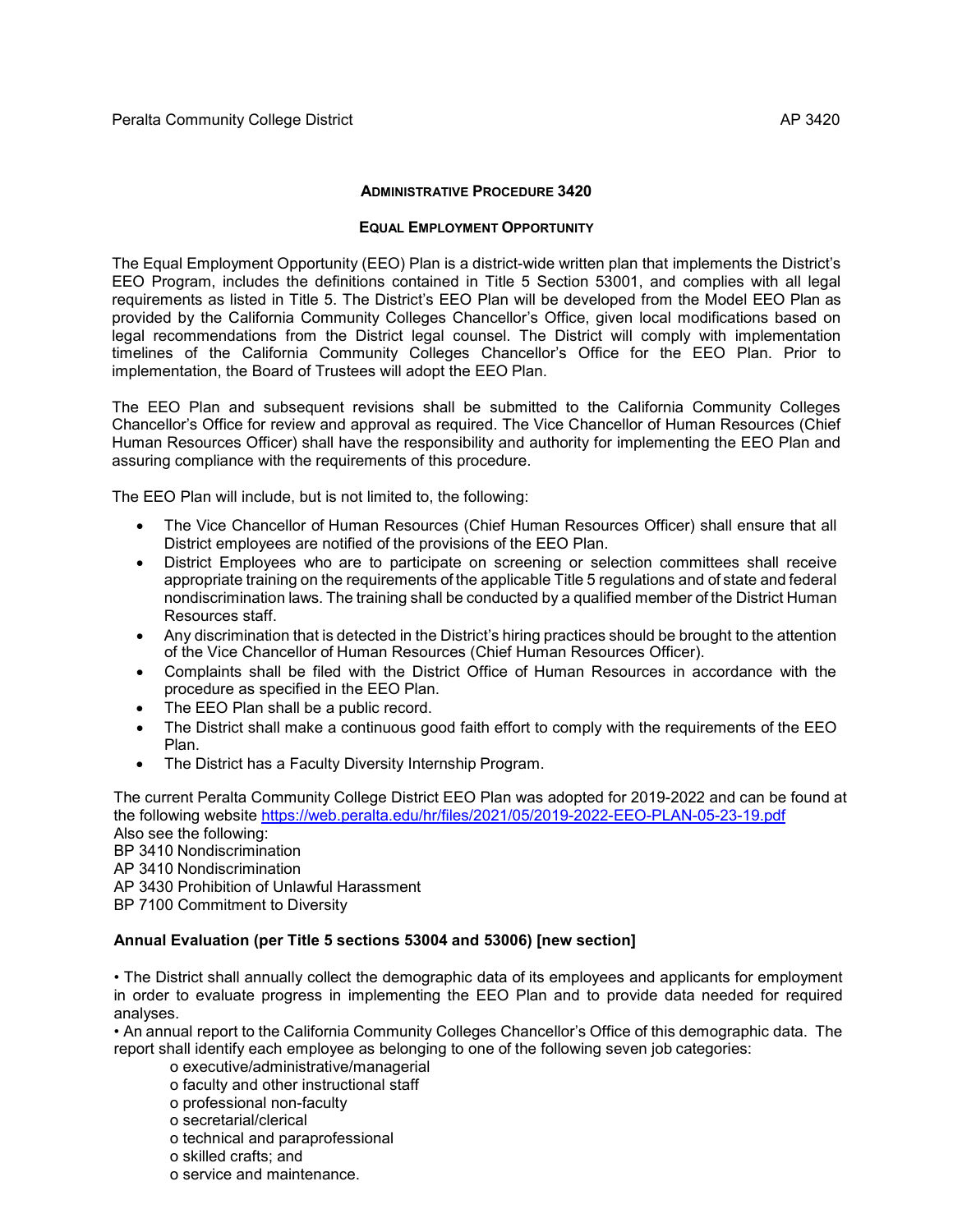## Administrative Procedure 3420

### Equal Employment Opportunity

The Equal Employment Opportunity (EEO) Plan is a district-wide written plan that implements the District's EEO Program, includes the definitions contained in Title 5 Section 53001, and complies with all legal requirements as listed in Title 5. The District's EEO Plan will be developed from the Model EEO Plan as provided by the California Community Colleges Chancellor's Office, given local modifications based on legal recommendations from the District legal counsel. The District will comply with implementation timelines of the California Community Colleges Chancellor's Office for the EEO Plan. Prior to implementation, the Board of Trustees will adopt the EEO Plan.

The EEO Plan and subsequent revisions shall be submitted to the California Community Colleges Chancellor's Office for review and approval as required. The Vice Chancellor of Human Resources (Chief Human Resources Officer) shall have the responsibility and authority for implementing the EEO Plan and assuring compliance with the requirements of this procedure.

The EEO Plan will include, but is not limited to, the following:

- The Vice Chancellor of Human Resources (Chief Human Resources Officer) shall ensure that all District employees are notified of the provisions of the EEO Plan.
- District Employees who are to participate on screening or selection committees shall receive appropriate training on the requirements of the applicable Title 5 regulations and of state and federal nondiscrimination laws. The training shall be conducted by a qualified member of the District Human Resources staff.
- Any discrimination that is detected in the District's hiring practices should be brought to the attention of the Vice Chancellor of Human Resources (Chief Human Resources Officer).
- Complaints shall be filed with the District Office of Human Resources in accordance with the procedure as specified in the EEO Plan.
- The EEO Plan shall be a public record.
- The District shall make a continuous good faith effort to comply with the requirements of the EEO Plan.
- The District has a Faculty Diversity Internship Program.

The current Peralta Community College District EEO Plan was adopted for 2019-2022 and can be found at the following website https://web.peralta.edu/hr/files/2021/05/2019-2022-EEO-PLAN-05-23-19.pdf
Also see the following:
BP 3410 Nondiscrimination
AP 3410 Nondiscrimination
AP 3430 Prohibition of Unlawful Harassment
BP 7100 Commitment to Diversity

**Annual Evaluation (per Title 5 sections 53004 and 53006) [new section]**

- The District shall annually collect the demographic data of its employees and applicants for employment in order to evaluate progress in implementing the EEO Plan and to provide data needed for required analyses.
- An annual report to the California Community Colleges Chancellor's Office of this demographic data. The report shall identify each employee as belonging to one of the following seven job categories:
  - executive/administrative/managerial
  - faculty and other instructional staff
  - professional non-faculty
  - secretarial/clerical
  - technical and paraprofessional
  - skilled crafts; and
  - service and maintenance.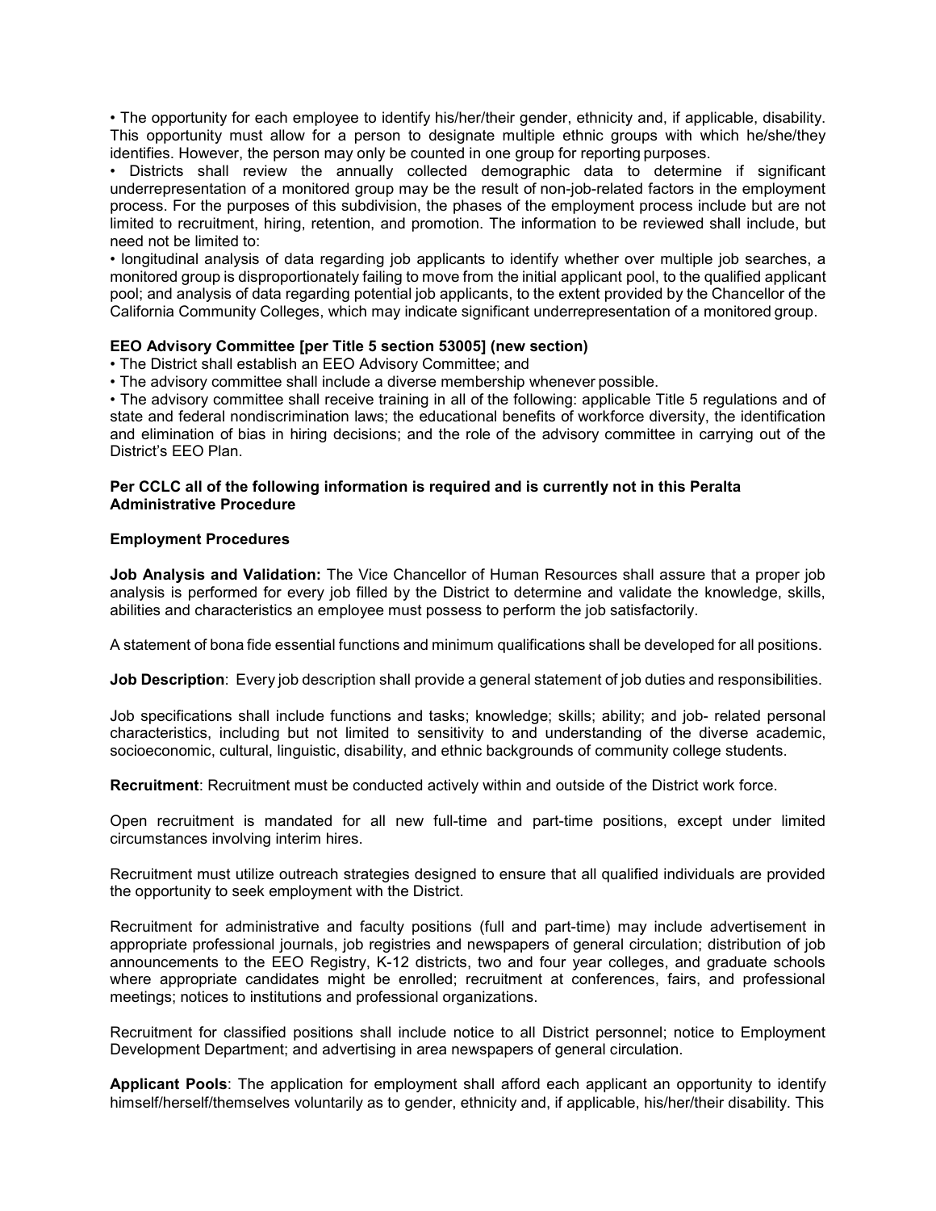• The opportunity for each employee to identify his/her/their gender, ethnicity and, if applicable, disability. This opportunity must allow for a person to designate multiple ethnic groups with which he/she/they identifies. However, the person may only be counted in one group for reporting purposes.

• Districts shall review the annually collected demographic data to determine if significant underrepresentation of a monitored group may be the result of non-job-related factors in the employment process. For the purposes of this subdivision, the phases of the employment process include but are not limited to recruitment, hiring, retention, and promotion. The information to be reviewed shall include, but need not be limited to:

• longitudinal analysis of data regarding job applicants to identify whether over multiple job searches, a monitored group is disproportionately failing to move from the initial applicant pool, to the qualified applicant pool; and analysis of data regarding potential job applicants, to the extent provided by the Chancellor of the California Community Colleges, which may indicate significant underrepresentation of a monitored group.

**EEO Advisory Committee [per Title 5 section 53005] (new section)**

• The District shall establish an EEO Advisory Committee; and

• The advisory committee shall include a diverse membership whenever possible.

• The advisory committee shall receive training in all of the following: applicable Title 5 regulations and of state and federal nondiscrimination laws; the educational benefits of workforce diversity, the identification and elimination of bias in hiring decisions; and the role of the advisory committee in carrying out of the District's EEO Plan.

**Per CCLC all of the following information is required and is currently not in this Peralta Administrative Procedure**

**Employment Procedures**

**Job Analysis and Validation:** The Vice Chancellor of Human Resources shall assure that a proper job analysis is performed for every job filled by the District to determine and validate the knowledge, skills, abilities and characteristics an employee must possess to perform the job satisfactorily.

A statement of bona fide essential functions and minimum qualifications shall be developed for all positions.

**Job Description**: Every job description shall provide a general statement of job duties and responsibilities.

Job specifications shall include functions and tasks; knowledge; skills; ability; and job- related personal characteristics, including but not limited to sensitivity to and understanding of the diverse academic, socioeconomic, cultural, linguistic, disability, and ethnic backgrounds of community college students.

**Recruitment**: Recruitment must be conducted actively within and outside of the District work force.

Open recruitment is mandated for all new full-time and part-time positions, except under limited circumstances involving interim hires.

Recruitment must utilize outreach strategies designed to ensure that all qualified individuals are provided the opportunity to seek employment with the District.

Recruitment for administrative and faculty positions (full and part-time) may include advertisement in appropriate professional journals, job registries and newspapers of general circulation; distribution of job announcements to the EEO Registry, K-12 districts, two and four year colleges, and graduate schools where appropriate candidates might be enrolled; recruitment at conferences, fairs, and professional meetings; notices to institutions and professional organizations.

Recruitment for classified positions shall include notice to all District personnel; notice to Employment Development Department; and advertising in area newspapers of general circulation.

**Applicant Pools**: The application for employment shall afford each applicant an opportunity to identify himself/herself/themselves voluntarily as to gender, ethnicity and, if applicable, his/her/their disability. This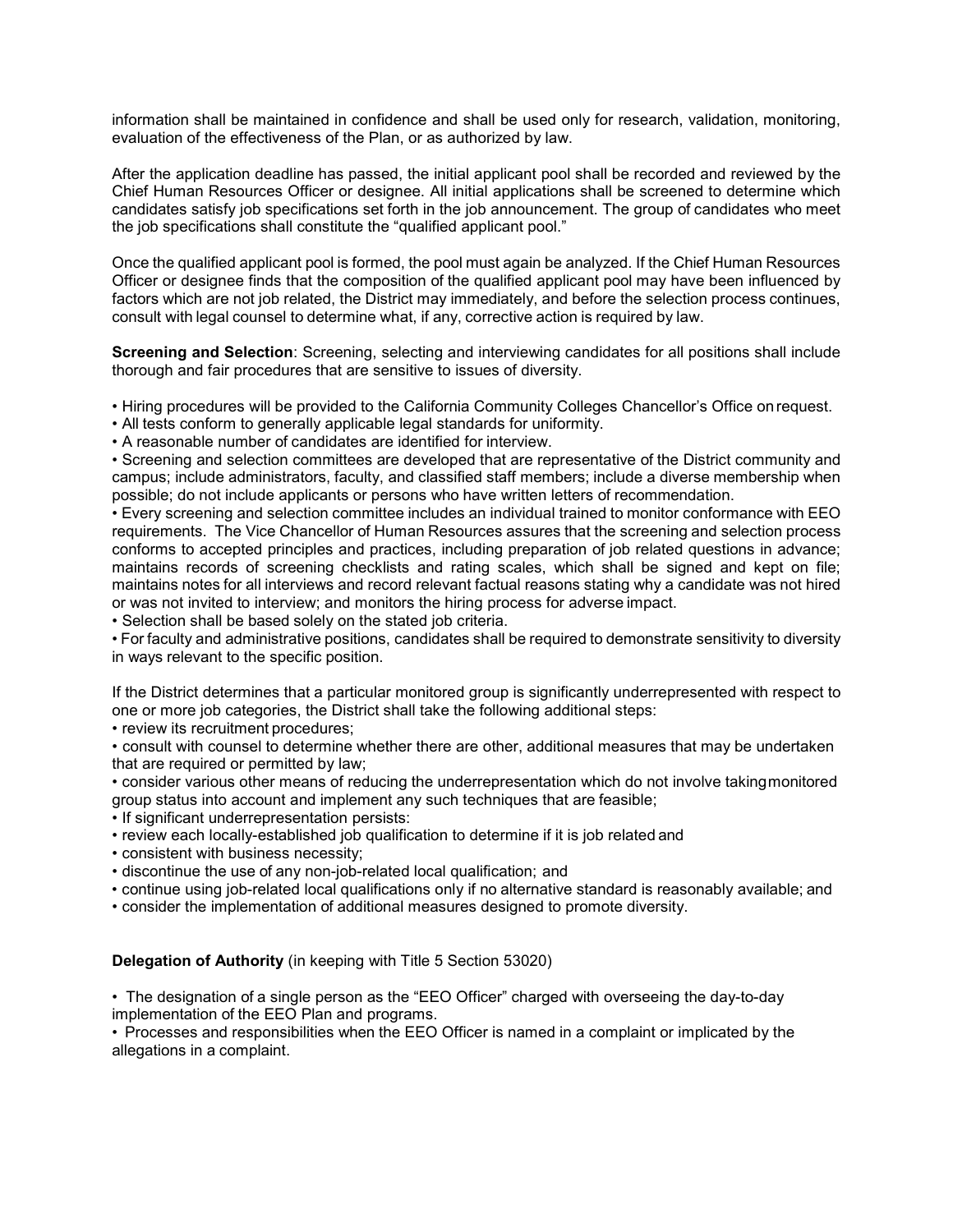information shall be maintained in confidence and shall be used only for research, validation, monitoring, evaluation of the effectiveness of the Plan, or as authorized by law.

After the application deadline has passed, the initial applicant pool shall be recorded and reviewed by the Chief Human Resources Officer or designee. All initial applications shall be screened to determine which candidates satisfy job specifications set forth in the job announcement. The group of candidates who meet the job specifications shall constitute the "qualified applicant pool."

Once the qualified applicant pool is formed, the pool must again be analyzed. If the Chief Human Resources Officer or designee finds that the composition of the qualified applicant pool may have been influenced by factors which are not job related, the District may immediately, and before the selection process continues, consult with legal counsel to determine what, if any, corrective action is required by law.

**Screening and Selection**: Screening, selecting and interviewing candidates for all positions shall include thorough and fair procedures that are sensitive to issues of diversity.

- Hiring procedures will be provided to the California Community Colleges Chancellor's Office on request.
- All tests conform to generally applicable legal standards for uniformity.
- A reasonable number of candidates are identified for interview.
- Screening and selection committees are developed that are representative of the District community and campus; include administrators, faculty, and classified staff members; include a diverse membership when possible; do not include applicants or persons who have written letters of recommendation.
- Every screening and selection committee includes an individual trained to monitor conformance with EEO requirements. The Vice Chancellor of Human Resources assures that the screening and selection process conforms to accepted principles and practices, including preparation of job related questions in advance; maintains records of screening checklists and rating scales, which shall be signed and kept on file; maintains notes for all interviews and record relevant factual reasons stating why a candidate was not hired or was not invited to interview; and monitors the hiring process for adverse impact.
- Selection shall be based solely on the stated job criteria.
- For faculty and administrative positions, candidates shall be required to demonstrate sensitivity to diversity in ways relevant to the specific position.

If the District determines that a particular monitored group is significantly underrepresented with respect to one or more job categories, the District shall take the following additional steps:

- review its recruitment procedures;
- consult with counsel to determine whether there are other, additional measures that may be undertaken that are required or permitted by law;
- consider various other means of reducing the underrepresentation which do not involve taking monitored group status into account and implement any such techniques that are feasible;
- If significant underrepresentation persists:
- review each locally-established job qualification to determine if it is job related and
- consistent with business necessity;
- discontinue the use of any non-job-related local qualification; and
- continue using job-related local qualifications only if no alternative standard is reasonably available; and
- consider the implementation of additional measures designed to promote diversity.

**Delegation of Authority** (in keeping with Title 5 Section 53020)

- The designation of a single person as the "EEO Officer" charged with overseeing the day-to-day implementation of the EEO Plan and programs.
- Processes and responsibilities when the EEO Officer is named in a complaint or implicated by the allegations in a complaint.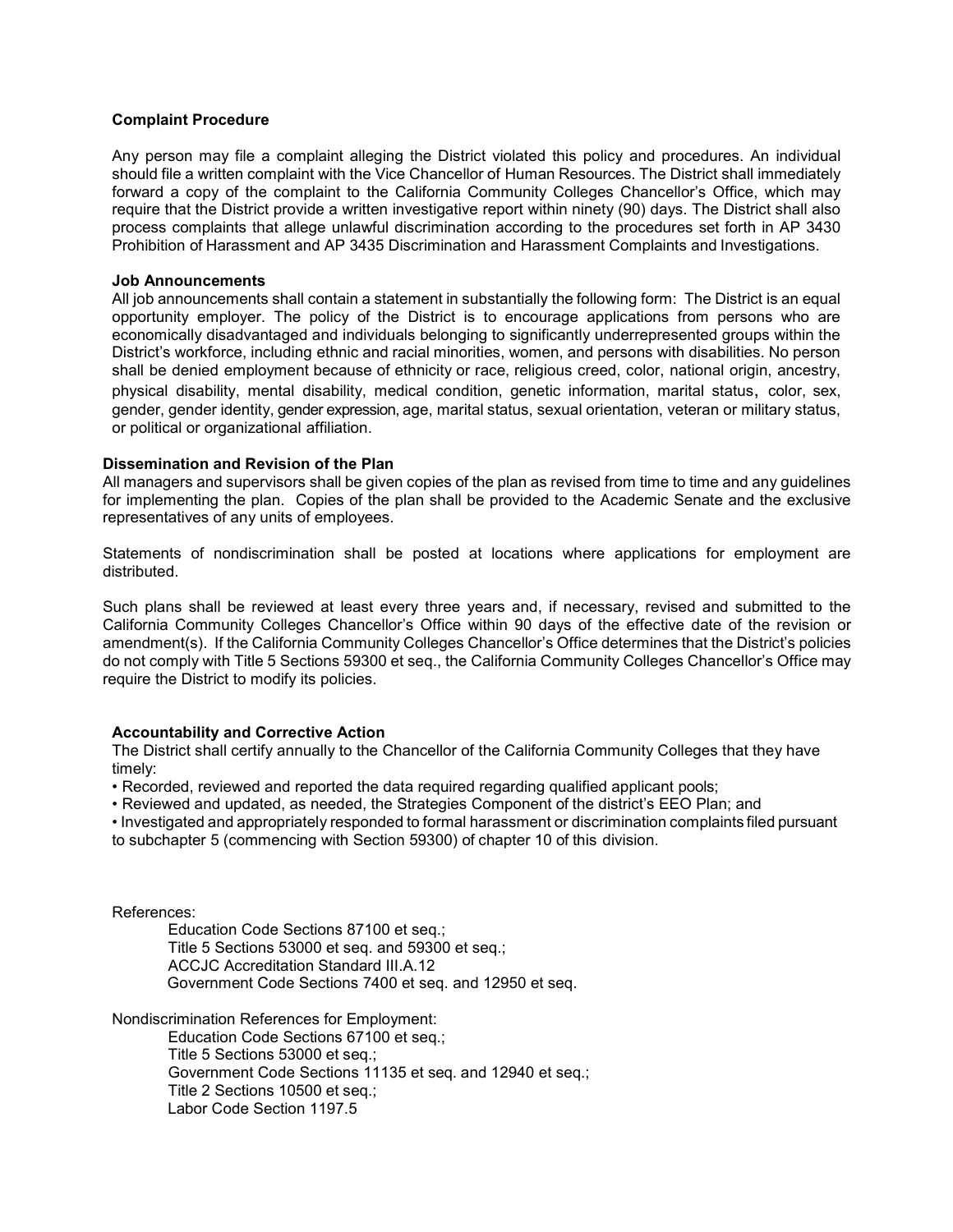**Complaint Procedure**

Any person may file a complaint alleging the District violated this policy and procedures. An individual should file a written complaint with the Vice Chancellor of Human Resources. The District shall immediately forward a copy of the complaint to the California Community Colleges Chancellor's Office, which may require that the District provide a written investigative report within ninety (90) days. The District shall also process complaints that allege unlawful discrimination according to the procedures set forth in AP 3430 Prohibition of Harassment and AP 3435 Discrimination and Harassment Complaints and Investigations.

**Job Announcements**

All job announcements shall contain a statement in substantially the following form: The District is an equal opportunity employer. The policy of the District is to encourage applications from persons who are economically disadvantaged and individuals belonging to significantly underrepresented groups within the District's workforce, including ethnic and racial minorities, women, and persons with disabilities. No person shall be denied employment because of ethnicity or race, religious creed, color, national origin, ancestry, physical disability, mental disability, medical condition, genetic information, marital status, color, sex, gender, gender identity, gender expression, age, marital status, sexual orientation, veteran or military status, or political or organizational affiliation.

**Dissemination and Revision of the Plan**

All managers and supervisors shall be given copies of the plan as revised from time to time and any guidelines for implementing the plan. Copies of the plan shall be provided to the Academic Senate and the exclusive representatives of any units of employees.

Statements of nondiscrimination shall be posted at locations where applications for employment are distributed.

Such plans shall be reviewed at least every three years and, if necessary, revised and submitted to the California Community Colleges Chancellor's Office within 90 days of the effective date of the revision or amendment(s). If the California Community Colleges Chancellor's Office determines that the District's policies do not comply with Title 5 Sections 59300 et seq., the California Community Colleges Chancellor's Office may require the District to modify its policies.

**Accountability and Corrective Action**

The District shall certify annually to the Chancellor of the California Community Colleges that they have timely:

- Recorded, reviewed and reported the data required regarding qualified applicant pools;
- Reviewed and updated, as needed, the Strategies Component of the district's EEO Plan; and
- Investigated and appropriately responded to formal harassment or discrimination complaints filed pursuant to subchapter 5 (commencing with Section 59300) of chapter 10 of this division.

References:

Education Code Sections 87100 et seq.;
Title 5 Sections 53000 et seq. and 59300 et seq.;
ACCJC Accreditation Standard III.A.12
Government Code Sections 7400 et seq. and 12950 et seq.

Nondiscrimination References for Employment:

Education Code Sections 67100 et seq.;
Title 5 Sections 53000 et seq.;
Government Code Sections 11135 et seq. and 12940 et seq.;
Title 2 Sections 10500 et seq.;
Labor Code Section 1197.5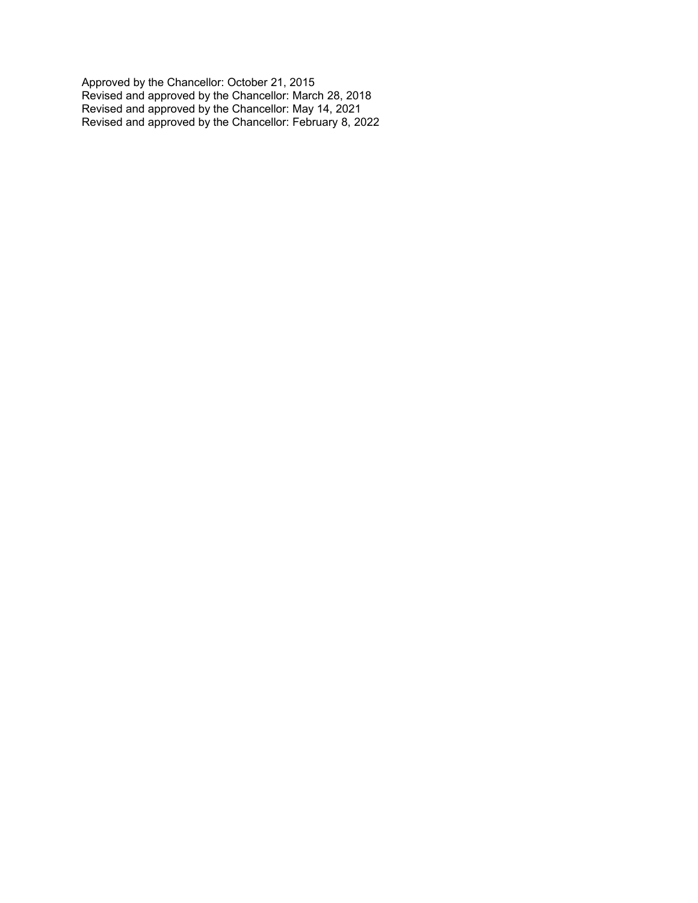Approved by the Chancellor: October 21, 2015
Revised and approved by the Chancellor: March 28, 2018
Revised and approved by the Chancellor: May 14, 2021
Revised and approved by the Chancellor: February 8, 2022